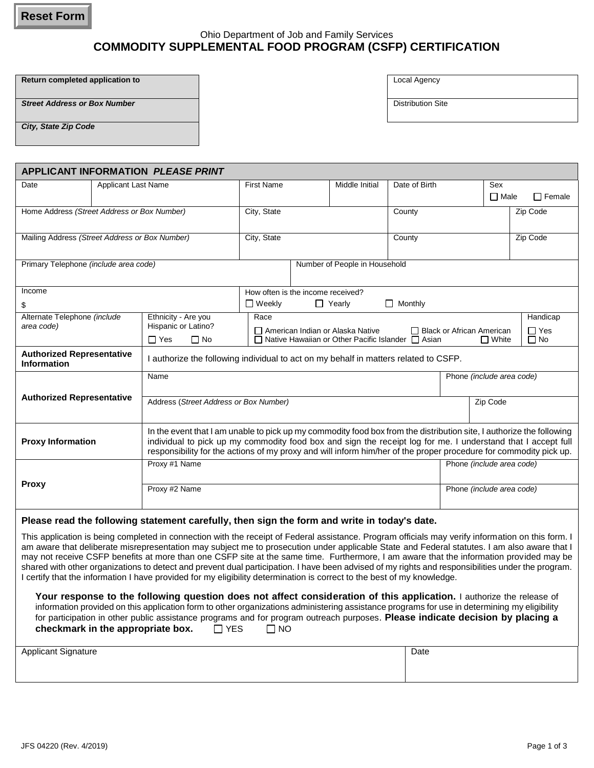Reset Form

Ohio Department of Job and Family Services

# COMMODITY SUPPLEMENTAL FOOD PROGRAM (CSFP) CERTIFICATION

| Return completed application to |
|---|
| *Street Address or Box Number* |
| *City, State Zip Code* |

| Local Agency |
|---|
| Distribution Site |

## APPLICANT INFORMATION *PLEASE PRINT*

| Date | Applicant Last Name | First Name | Middle Initial | Date of Birth | Sex ☐ Male ☐ Female |
|---|---|---|---|---|---|
| Home Address *(Street Address or Box Number)* | | City, State | | County | Zip Code |
| Mailing Address *(Street Address or Box Number)* | | City, State | | County | Zip Code |
| Primary Telephone *(include area code)* | | | Number of People in Household | | |
| Income $ | | How often is the income received? ☐ Weekly ☐ Yearly ☐ Monthly | | | |
| Alternate Telephone *(include area code)* | Ethnicity - Are you Hispanic or Latino? ☐ Yes ☐ No | Race ☐ American Indian or Alaska Native ☐ Black or African American ☐ Native Hawaiian or Other Pacific Islander ☐ Asian ☐ White | | | Handicap ☐ Yes ☐ No |

| **Authorized Representative Information** | I authorize the following individual to act on my behalf in matters related to CSFP. | |
|---|---|---|
| **Authorized Representative** | Name | Phone *(include area code)* |
| | Address (*Street Address or Box Number)* | Zip Code |
| **Proxy Information** | In the event that I am unable to pick up my commodity food box from the distribution site, I authorize the following individual to pick up my commodity food box and sign the receipt log for me. I understand that I accept full responsibility for the actions of my proxy and will inform him/her of the proper procedure for commodity pick up. | |
| **Proxy** | Proxy #1 Name | Phone *(include area code)* |
| | Proxy #2 Name | Phone *(include area code)* |

**Please read the following statement carefully, then sign the form and write in today's date.**

This application is being completed in connection with the receipt of Federal assistance. Program officials may verify information on this form. I am aware that deliberate misrepresentation may subject me to prosecution under applicable State and Federal statutes. I am also aware that I may not receive CSFP benefits at more than one CSFP site at the same time. Furthermore, I am aware that the information provided may be shared with other organizations to detect and prevent dual participation. I have been advised of my rights and responsibilities under the program. I certify that the information I have provided for my eligibility determination is correct to the best of my knowledge.

**Your response to the following question does not affect consideration of this application.** I authorize the release of information provided on this application form to other organizations administering assistance programs for use in determining my eligibility for participation in other public assistance programs and for program outreach purposes. **Please indicate decision by placing a checkmark in the appropriate box.** ☐ YES ☐ NO

| Applicant Signature | Date |
|---|---|
| | |

JFS 04220 (Rev. 4/2019)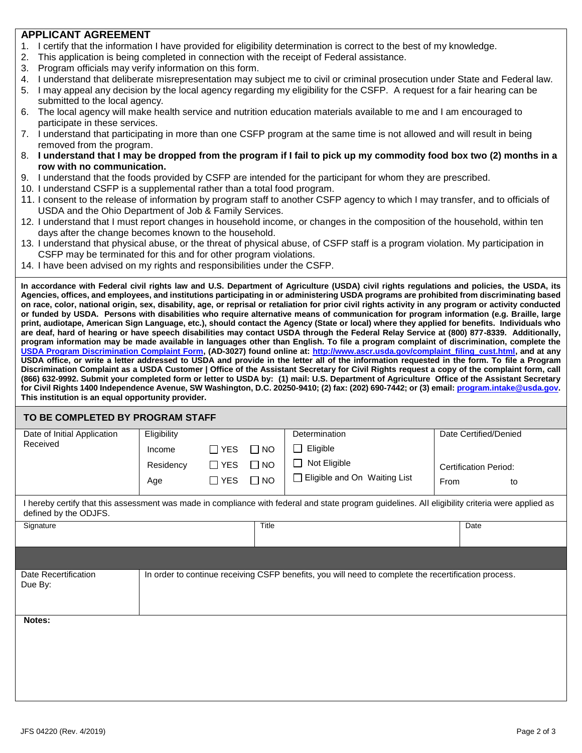## APPLICANT AGREEMENT

1. I certify that the information I have provided for eligibility determination is correct to the best of my knowledge.
2. This application is being completed in connection with the receipt of Federal assistance.
3. Program officials may verify information on this form.
4. I understand that deliberate misrepresentation may subject me to civil or criminal prosecution under State and Federal law.
5. I may appeal any decision by the local agency regarding my eligibility for the CSFP. A request for a fair hearing can be submitted to the local agency.
6. The local agency will make health service and nutrition education materials available to me and I am encouraged to participate in these services.
7. I understand that participating in more than one CSFP program at the same time is not allowed and will result in being removed from the program.
8. **I understand that I may be dropped from the program if I fail to pick up my commodity food box two (2) months in a row with no communication.**
9. I understand that the foods provided by CSFP are intended for the participant for whom they are prescribed.
10. I understand CSFP is a supplemental rather than a total food program.
11. I consent to the release of information by program staff to another CSFP agency to which I may transfer, and to officials of USDA and the Ohio Department of Job & Family Services.
12. I understand that I must report changes in household income, or changes in the composition of the household, within ten days after the change becomes known to the household.
13. I understand that physical abuse, or the threat of physical abuse, of CSFP staff is a program violation. My participation in CSFP may be terminated for this and for other program violations.
14. I have been advised on my rights and responsibilities under the CSFP.

**In accordance with Federal civil rights law and U.S. Department of Agriculture (USDA) civil rights regulations and policies, the USDA, its Agencies, offices, and employees, and institutions participating in or administering USDA programs are prohibited from discriminating based on race, color, national origin, sex, disability, age, or reprisal or retaliation for prior civil rights activity in any program or activity conducted or funded by USDA. Persons with disabilities who require alternative means of communication for program information (e.g. Braille, large print, audiotape, American Sign Language, etc.), should contact the Agency (State or local) where they applied for benefits. Individuals who are deaf, hard of hearing or have speech disabilities may contact USDA through the Federal Relay Service at (800) 877-8339. Additionally, program information may be made available in languages other than English. To file a program complaint of discrimination, complete the [USDA Program Discrimination Complaint Form](http://www.ascr.usda.gov/complaint_filing_cust.html), (AD-3027) found online at: [http://www.ascr.usda.gov/complaint_filing_cust.html](http://www.ascr.usda.gov/complaint_filing_cust.html), and at any USDA office, or write a letter addressed to USDA and provide in the letter all of the information requested in the form. To file a Program Discrimination Complaint as a USDA Customer | Office of the Assistant Secretary for Civil Rights request a copy of the complaint form, call (866) 632-9992. Submit your completed form or letter to USDA by: (1) mail: U.S. Department of Agriculture Office of the Assistant Secretary for Civil Rights 1400 Independence Avenue, SW Washington, D.C. 20250-9410; (2) fax: (202) 690-7442; or (3) email: [program.intake@usda.gov](mailto:program.intake@usda.gov). This institution is an equal opportunity provider.**

### TO BE COMPLETED BY PROGRAM STAFF

| Date of Initial Application Received | Eligibility | Determination | Date Certified/Denied |
|---|---|---|---|
| | Income ☐ YES ☐ NO<br>Residency ☐ YES ☐ NO<br>Age ☐ YES ☐ NO | ☐ Eligible<br>☐ Not Eligible<br>☐ Eligible and On Waiting List | Certification Period:<br>From to |

I hereby certify that this assessment was made in compliance with federal and state program guidelines. All eligibility criteria were applied as defined by the ODJFS.

| Signature | Title | Date |
|---|---|---|
| | | |

| Date Recertification Due By: | In order to continue receiving CSFP benefits, you will need to complete the recertification process. |
|---|---|

**Notes:**

JFS 04220 (Rev. 4/2019)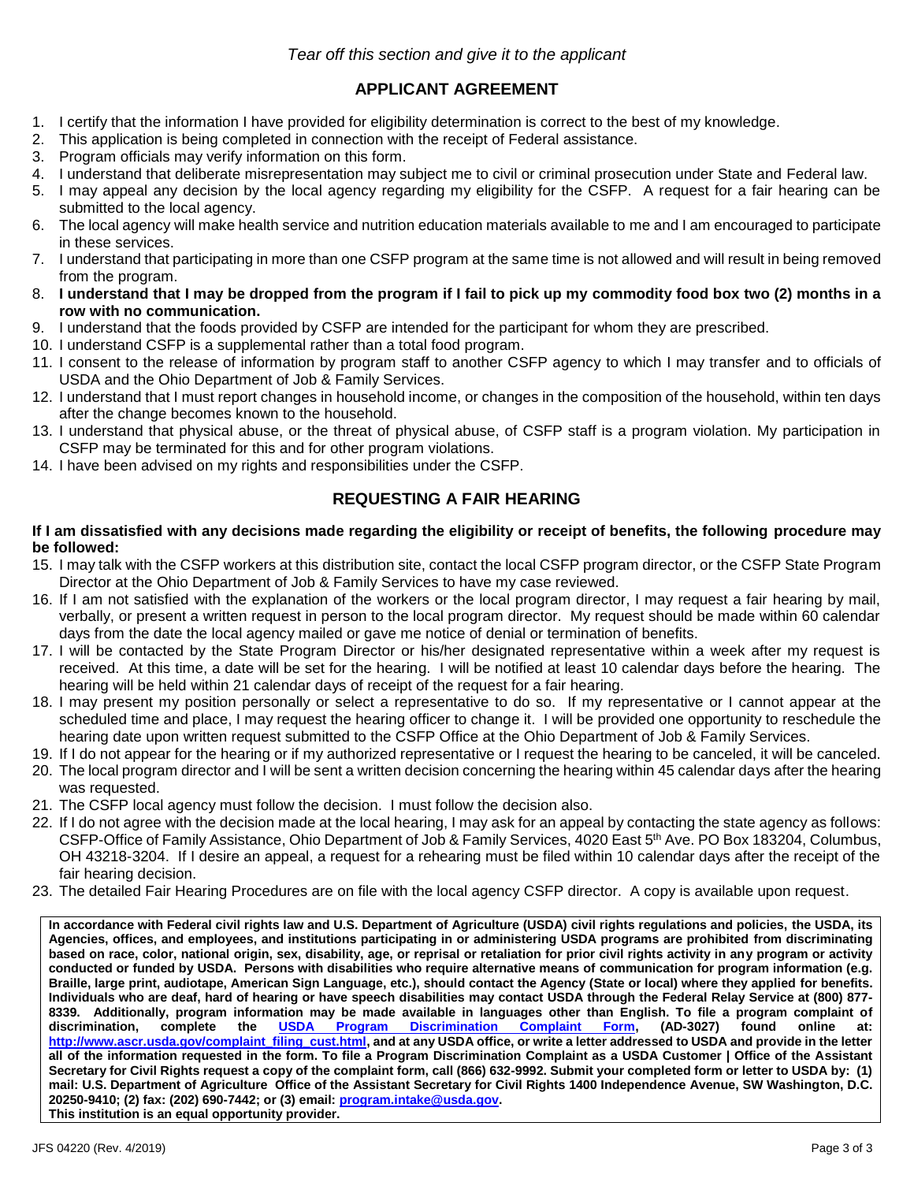*Tear off this section and give it to the applicant*

## APPLICANT AGREEMENT

1. I certify that the information I have provided for eligibility determination is correct to the best of my knowledge.
2. This application is being completed in connection with the receipt of Federal assistance.
3. Program officials may verify information on this form.
4. I understand that deliberate misrepresentation may subject me to civil or criminal prosecution under State and Federal law.
5. I may appeal any decision by the local agency regarding my eligibility for the CSFP. A request for a fair hearing can be submitted to the local agency.
6. The local agency will make health service and nutrition education materials available to me and I am encouraged to participate in these services.
7. I understand that participating in more than one CSFP program at the same time is not allowed and will result in being removed from the program.
8. **I understand that I may be dropped from the program if I fail to pick up my commodity food box two (2) months in a row with no communication.**
9. I understand that the foods provided by CSFP are intended for the participant for whom they are prescribed.
10. I understand CSFP is a supplemental rather than a total food program.
11. I consent to the release of information by program staff to another CSFP agency to which I may transfer and to officials of USDA and the Ohio Department of Job & Family Services.
12. I understand that I must report changes in household income, or changes in the composition of the household, within ten days after the change becomes known to the household.
13. I understand that physical abuse, or the threat of physical abuse, of CSFP staff is a program violation. My participation in CSFP may be terminated for this and for other program violations.
14. I have been advised on my rights and responsibilities under the CSFP.

## REQUESTING A FAIR HEARING

**If I am dissatisfied with any decisions made regarding the eligibility or receipt of benefits, the following procedure may be followed:**

15. I may talk with the CSFP workers at this distribution site, contact the local CSFP program director, or the CSFP State Program Director at the Ohio Department of Job & Family Services to have my case reviewed.
16. If I am not satisfied with the explanation of the workers or the local program director, I may request a fair hearing by mail, verbally, or present a written request in person to the local program director. My request should be made within 60 calendar days from the date the local agency mailed or gave me notice of denial or termination of benefits.
17. I will be contacted by the State Program Director or his/her designated representative within a week after my request is received. At this time, a date will be set for the hearing. I will be notified at least 10 calendar days before the hearing. The hearing will be held within 21 calendar days of receipt of the request for a fair hearing.
18. I may present my position personally or select a representative to do so. If my representative or I cannot appear at the scheduled time and place, I may request the hearing officer to change it. I will be provided one opportunity to reschedule the hearing date upon written request submitted to the CSFP Office at the Ohio Department of Job & Family Services.
19. If I do not appear for the hearing or if my authorized representative or I request the hearing to be canceled, it will be canceled.
20. The local program director and I will be sent a written decision concerning the hearing within 45 calendar days after the hearing was requested.
21. The CSFP local agency must follow the decision. I must follow the decision also.
22. If I do not agree with the decision made at the local hearing, I may ask for an appeal by contacting the state agency as follows: CSFP-Office of Family Assistance, Ohio Department of Job & Family Services, 4020 East 5th Ave. PO Box 183204, Columbus, OH 43218-3204. If I desire an appeal, a request for a rehearing must be filed within 10 calendar days after the receipt of the fair hearing decision.
23. The detailed Fair Hearing Procedures are on file with the local agency CSFP director. A copy is available upon request.

**In accordance with Federal civil rights law and U.S. Department of Agriculture (USDA) civil rights regulations and policies, the USDA, its Agencies, offices, and employees, and institutions participating in or administering USDA programs are prohibited from discriminating based on race, color, national origin, sex, disability, age, or reprisal or retaliation for prior civil rights activity in any program or activity conducted or funded by USDA. Persons with disabilities who require alternative means of communication for program information (e.g. Braille, large print, audiotape, American Sign Language, etc.), should contact the Agency (State or local) where they applied for benefits. Individuals who are deaf, hard of hearing or have speech disabilities may contact USDA through the Federal Relay Service at (800) 877-8339. Additionally, program information may be made available in languages other than English. To file a program complaint of discrimination, complete the [USDA Program Discrimination Complaint Form](http://www.ascr.usda.gov/complaint_filing_cust.html), (AD-3027) found online at: [http://www.ascr.usda.gov/complaint_filing_cust.html](http://www.ascr.usda.gov/complaint_filing_cust.html), and at any USDA office, or write a letter addressed to USDA and provide in the letter all of the information requested in the form. To file a Program Discrimination Complaint as a USDA Customer | Office of the Assistant Secretary for Civil Rights request a copy of the complaint form, call (866) 632-9992. Submit your completed form or letter to USDA by: (1) mail: U.S. Department of Agriculture Office of the Assistant Secretary for Civil Rights 1400 Independence Avenue, SW Washington, D.C. 20250-9410; (2) fax: (202) 690-7442; or (3) email: [program.intake@usda.gov](mailto:program.intake@usda.gov).**
**This institution is an equal opportunity provider.**

JFS 04220 (Rev. 4/2019)